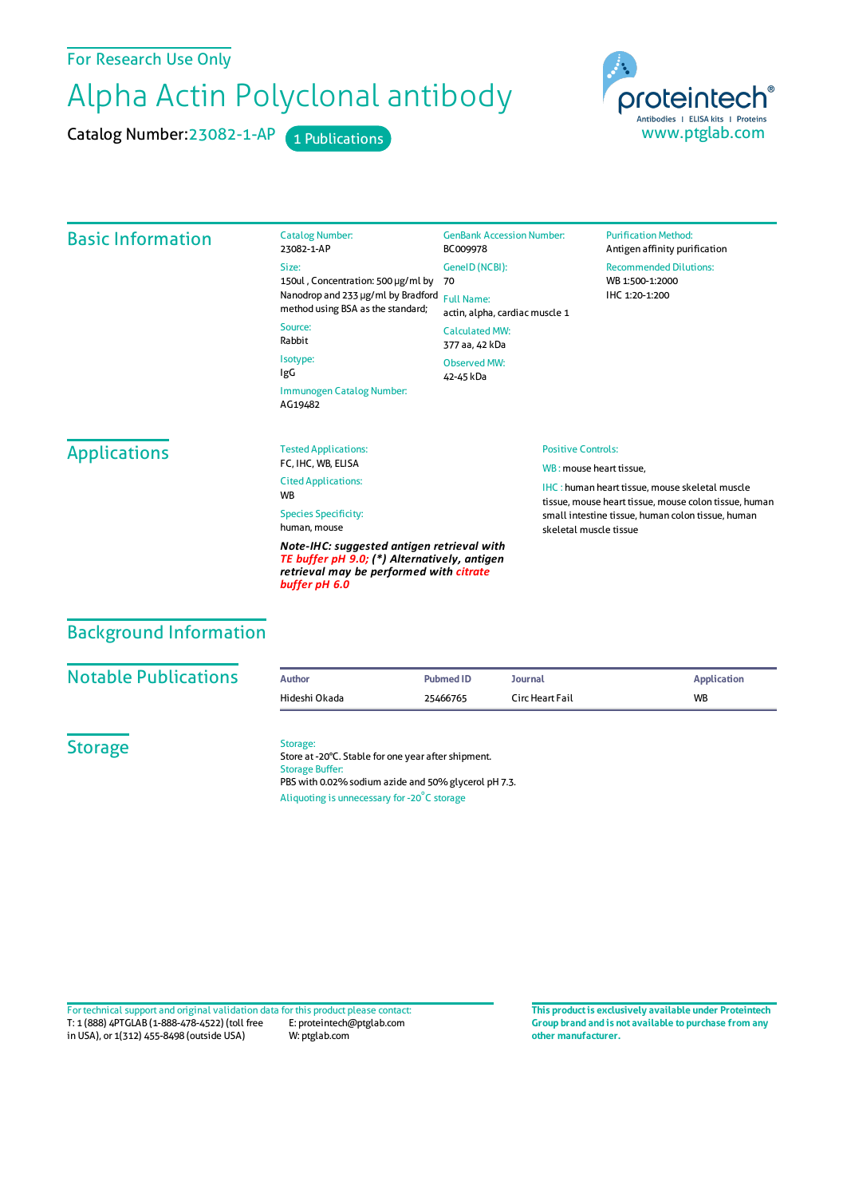For Research Use Only

# Alpha Actin Polyclonal antibody

Catalog Number: 23082-1-AP    1 Publications

proteintech®
Antibodies | ELISA kits | Proteins
www.ptglab.com

## Basic Information

Catalog Number:
23082-1-AP

Size:
150ul , Concentration: 500 μg/ml by Nanodrop and 233 μg/ml by Bradford method using BSA as the standard;

Source:
Rabbit

Isotype:
IgG

Immunogen Catalog Number:
AG19482

GenBank Accession Number:
BC009978

GeneID (NCBI):
70

Full Name:
actin, alpha, cardiac muscle 1

Calculated MW:
377 aa, 42 kDa

Observed MW:
42-45 kDa

Purification Method:
Antigen affinity purification

Recommended Dilutions:
WB 1:500-1:2000
IHC 1:20-1:200

## Applications

Tested Applications:
FC, IHC, WB, ELISA

Cited Applications:
WB

Species Specificity:
human, mouse

***Note-IHC: suggested antigen retrieval with TE buffer pH 9.0; (\*) Alternatively, antigen retrieval may be performed with citrate buffer pH 6.0***

Positive Controls:

WB : mouse heart tissue,

IHC : human heart tissue, mouse skeletal muscle tissue, mouse heart tissue, mouse colon tissue, human small intestine tissue, human colon tissue, human skeletal muscle tissue

## Background Information

## Notable Publications

| Author | Pubmed ID | Journal | Application |
|---|---|---|---|
| Hideshi Okada | 25466765 | Circ Heart Fail | WB |

## Storage

Storage:
Store at -20°C. Stable for one year after shipment.

Storage Buffer:
PBS with 0.02% sodium azide and 50% glycerol pH 7.3.

Aliquoting is unnecessary for -20°C storage

For technical support and original validation data for this product please contact:
T: 1 (888) 4PTGLAB (1-888-478-4522) (toll free in USA), or 1(312) 455-8498 (outside USA)
E: proteintech@ptglab.com
W: ptglab.com

**This product is exclusively available under Proteintech Group brand and is not available to purchase from any other manufacturer.**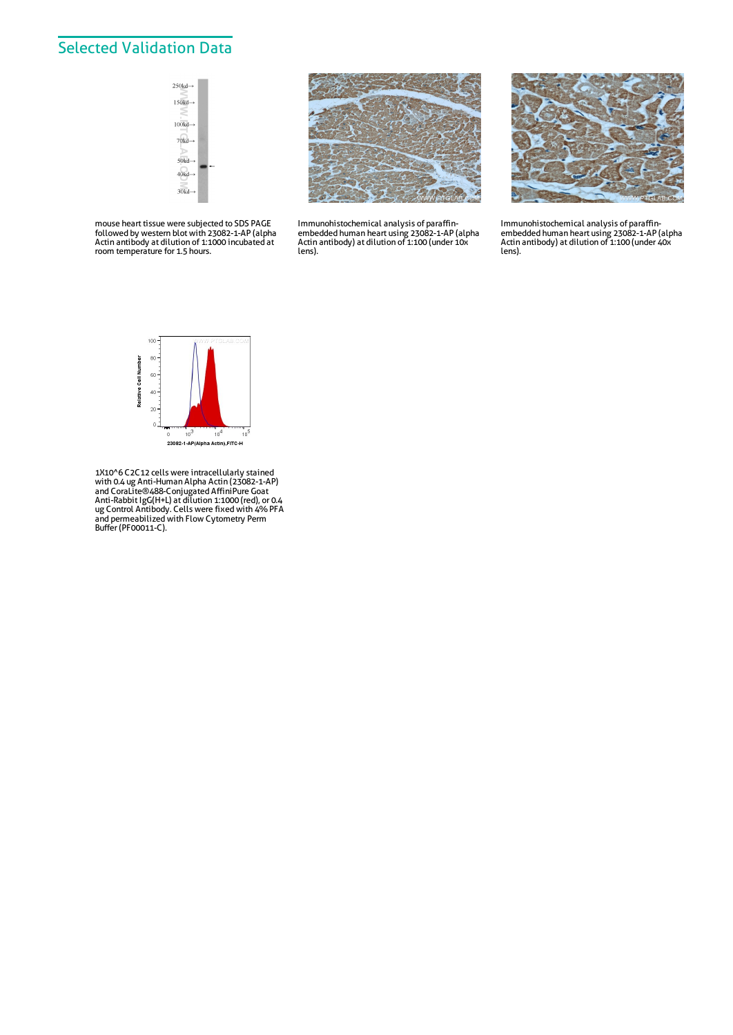## Selected Validation Data

250kd→
150kd→
100kd→
70kd→
50kd→
40kd→
30kd→

mouse heart tissue were subjected to SDS PAGE followed by western blot with 23082-1-AP (alpha Actin antibody at dilution of 1:1000 incubated at room temperature for 1.5 hours.

Immunohistochemical analysis of paraffin-embedded human heart using 23082-1-AP (alpha Actin antibody) at dilution of 1:100 (under 10x lens).

Immunohistochemical analysis of paraffin-embedded human heart using 23082-1-AP (alpha Actin antibody) at dilution of 1:100 (under 40x lens).

Relative Cell Number

100
80
60
40
20
0

0
$10^3$
$10^4$
$10^5$

23082-1-AP(Alpha Actin),FITC-H

1X10^6 C2C12 cells were intracellularly stained with 0.4 ug Anti-Human Alpha Actin (23082-1-AP) and CoraLite®488-Conjugated AffiniPure Goat Anti-Rabbit IgG(H+L) at dilution 1:1000 (red), or 0.4 ug Control Antibody. Cells were fixed with 4% PFA and permeabilized with Flow Cytometry Perm Buffer (PF00011-C).